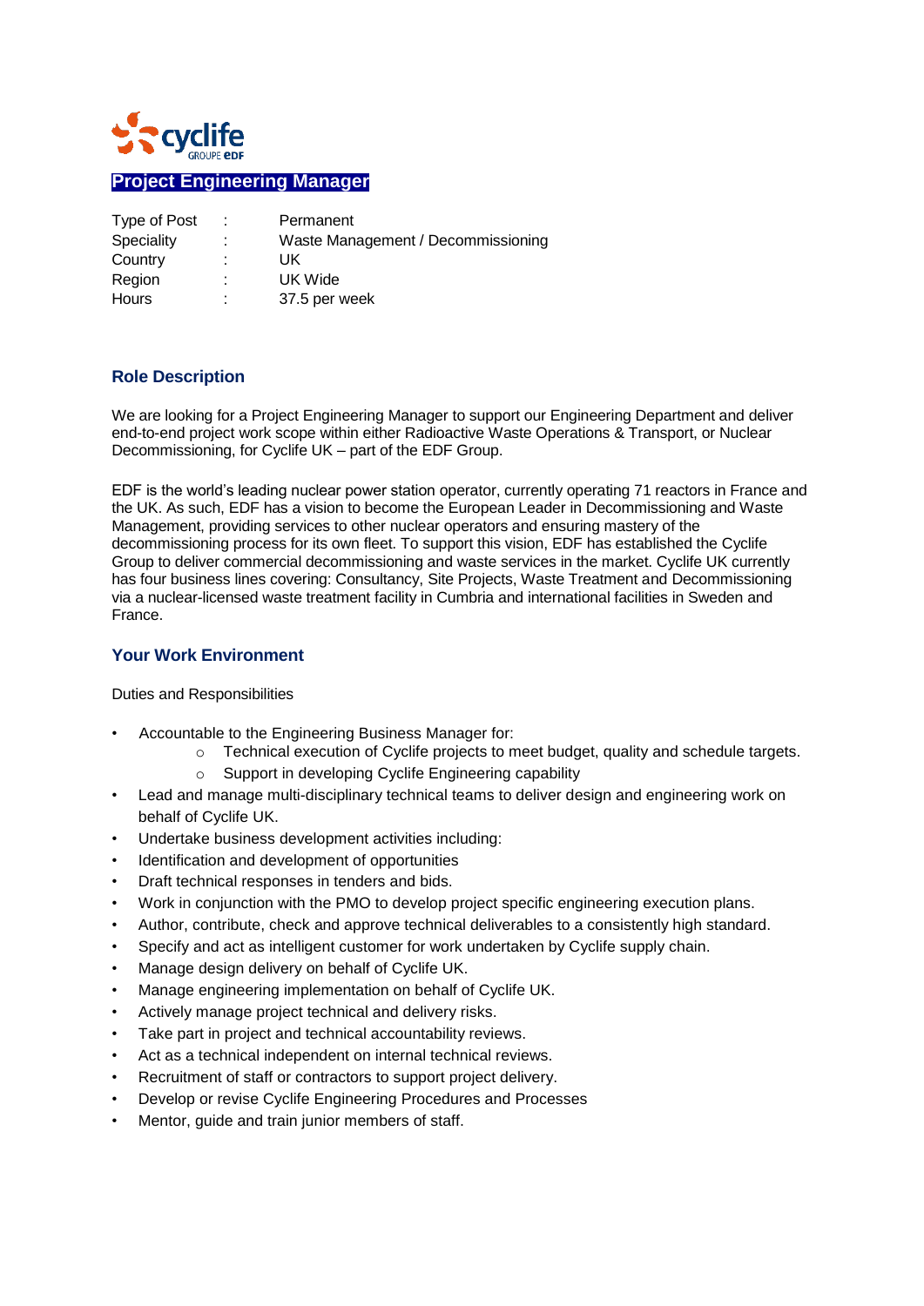cyclife
GROUPE EDF

# Project Engineering Manager

| Type of Post | : | Permanent |
|---|---|---|
| Speciality | : | Waste Management / Decommissioning |
| Country | : | UK |
| Region | : | UK Wide |
| Hours | : | 37.5 per week |

## Role Description

We are looking for a Project Engineering Manager to support our Engineering Department and deliver end-to-end project work scope within either Radioactive Waste Operations & Transport, or Nuclear Decommissioning, for Cyclife UK – part of the EDF Group.

EDF is the world's leading nuclear power station operator, currently operating 71 reactors in France and the UK. As such, EDF has a vision to become the European Leader in Decommissioning and Waste Management, providing services to other nuclear operators and ensuring mastery of the decommissioning process for its own fleet. To support this vision, EDF has established the Cyclife Group to deliver commercial decommissioning and waste services in the market. Cyclife UK currently has four business lines covering: Consultancy, Site Projects, Waste Treatment and Decommissioning via a nuclear-licensed waste treatment facility in Cumbria and international facilities in Sweden and France.

## Your Work Environment

Duties and Responsibilities

- Accountable to the Engineering Business Manager for:
  - Technical execution of Cyclife projects to meet budget, quality and schedule targets.
  - Support in developing Cyclife Engineering capability
- Lead and manage multi-disciplinary technical teams to deliver design and engineering work on behalf of Cyclife UK.
- Undertake business development activities including:
- Identification and development of opportunities
- Draft technical responses in tenders and bids.
- Work in conjunction with the PMO to develop project specific engineering execution plans.
- Author, contribute, check and approve technical deliverables to a consistently high standard.
- Specify and act as intelligent customer for work undertaken by Cyclife supply chain.
- Manage design delivery on behalf of Cyclife UK.
- Manage engineering implementation on behalf of Cyclife UK.
- Actively manage project technical and delivery risks.
- Take part in project and technical accountability reviews.
- Act as a technical independent on internal technical reviews.
- Recruitment of staff or contractors to support project delivery.
- Develop or revise Cyclife Engineering Procedures and Processes
- Mentor, guide and train junior members of staff.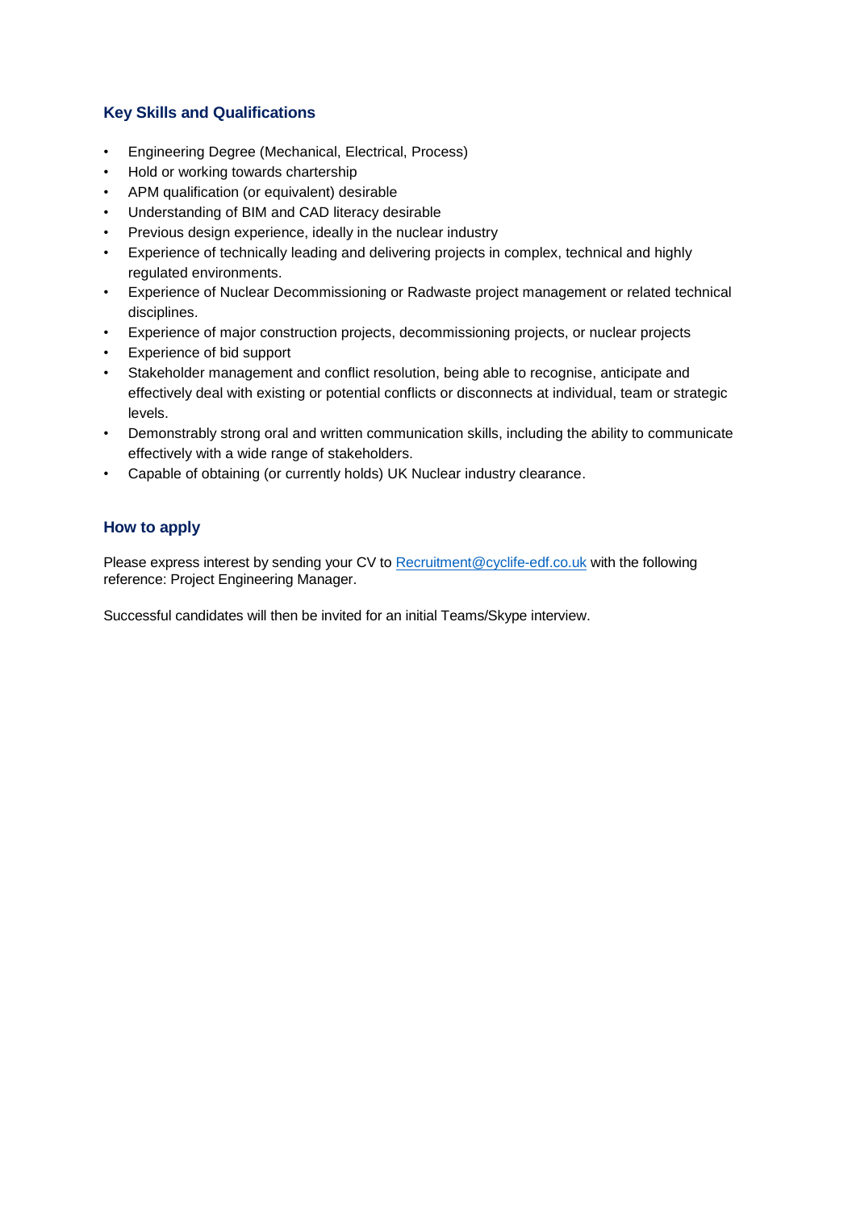## Key Skills and Qualifications

- Engineering Degree (Mechanical, Electrical, Process)
- Hold or working towards chartership
- APM qualification (or equivalent) desirable
- Understanding of BIM and CAD literacy desirable
- Previous design experience, ideally in the nuclear industry
- Experience of technically leading and delivering projects in complex, technical and highly regulated environments.
- Experience of Nuclear Decommissioning or Radwaste project management or related technical disciplines.
- Experience of major construction projects, decommissioning projects, or nuclear projects
- Experience of bid support
- Stakeholder management and conflict resolution, being able to recognise, anticipate and effectively deal with existing or potential conflicts or disconnects at individual, team or strategic levels.
- Demonstrably strong oral and written communication skills, including the ability to communicate effectively with a wide range of stakeholders.
- Capable of obtaining (or currently holds) UK Nuclear industry clearance.

## How to apply

Please express interest by sending your CV to Recruitment@cyclife-edf.co.uk with the following reference: Project Engineering Manager.

Successful candidates will then be invited for an initial Teams/Skype interview.